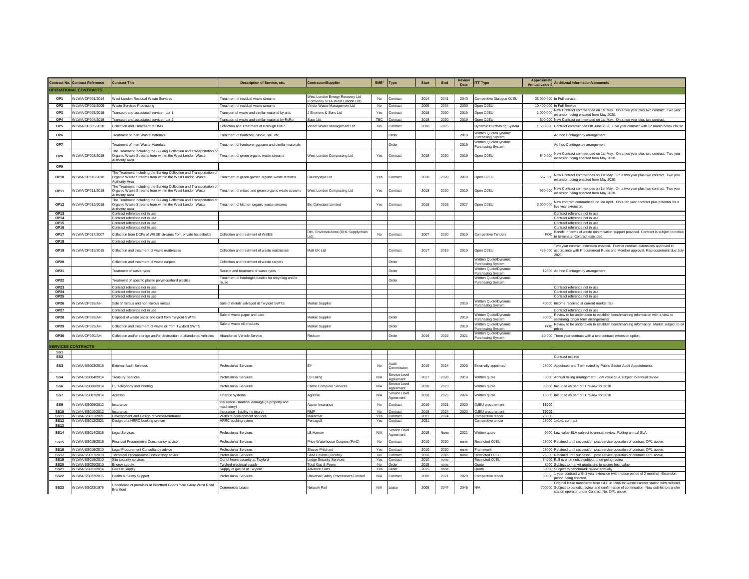| Contract No. | Contract Reference | Contract Title | Description of Service, etc. | Contractor/Supplier | SME[1] | Type | Start | End | Review Date | ITT Type | Approximate Annual value £ | Additional Information/comments |
|---|---|---|---|---|---|---|---|---|---|---|---|---|
| **OPERATIONAL CONTRACTS** | | | | | | | | | | | | |
| OP1 | WLWA/OP001/2014 | West London Residual Waste Services | Treatment of residual waste streams | West London Energy Recovery Ltd (Formerley SITA West London Ltd) | No | Contract | 2014 | 2041 | 2040 | Competitive Dialogue OJEU | 35,000,000 | In Full service. |
| OP2 | WLWA/OP002/2009 | Waste Services Processing | Treatment of residual waste streams | Viridor Waste Management Ltd | No | Contract | 2009 | 2034 | 2033 | Open OJEU | 10,400,000 | In Full Service |
| OP3 | WLWA/OP003/2018 | Transport and associated service - Lot 1 | Transport of waste and similar material by artic | J Shortens & Sons Ltd | Yes | Contract | 2018 | 2020 | 2019 | Open OJEU | 1,000,000 | New Contract commenced on 1st May. On a two year plus two contract. Two year extension being enacted from May 2020. |
| OP4 | WLWA/OP004/2018 | Transport and associated service - Lot 2 | Transport of waste and similar material by RoRo | Suez Ltd | TBC | Contract | 2018 | 2020 | 2019 | Open OJEU | 500,000 | New Contract commenced on 1st May. On a two year plus two contract. |
| OP5 | WLWA/OP005/2020 | Collection and Treatment of DMR | Collection and Treatment of Borough DMR | Viridor Waste Management Ltd | No | Contract | 2020 | 2025 | | Dynamic Purchasing System | 1,500,000 | Contract commenced 6th June 2020. Five year contract with 12 month break clause |
| OP6 | | Treatment of Inert Waste Materials | Treatment of hardcore, rubble, soil, etc. | | | Order | | | 2019 | Written Quote/Dynamic Purchasing System | | Ad hoc Contingency arrangement |
| OP7 | | Treatment of Inert Waste Materials | Treatment of hardcore, gypsum and similar materials | | | Order | | | 2019 | Written Quote/Dynamic Purchasing System | | Ad hoc Contingency arrangement |
| OP8 | WLWA/OP008/2018 | The Treatment including the Bulking Collection and Transportation of Organic Waste Streams from within the West London Waste Authority Area | Treatment of green organic waste streams | West London Composting Ltd | Yes | Contract | 2018 | 2020 | 2019 | Open OJEU | 840,000 | New Contract commenced on 1st May. On a two year plus two contract. Two year extension being enacted from May 2020. |
| OP9 | | | | | | | | | | | | |
| OP10 | WLWA/OP010/2018 | The Treatment including the Bulking Collection and Transportation of Organic Waste Streams from within the West London Waste Authority Area | Treatment of green garden organic waste streams | Countrystyle Ltd | Yes | Contract | 2018 | 2020 | 2019 | Open OJEU | 657,500 | New Contract commences on 1st May. On a two year plus two contract. Two year extension being enacted from May 2020. |
| OP11 | WLWA/OP011/2018 | The Treatment including the Bulking Collection and Transportation of Organic Waste Streams from within the West London Waste Authority Area | Treatment of mixed and green organic waste streams | West London Composting Ltd | Yes | Contract | 2018 | 2020 | 2019 | Open OJEU | 990,000 | New Contract commences on 1st May. On a two year plus two contract. Two year extension being enacted from May 2020. |
| OP12 | WLWA/OP012/2018 | The Treatment including the Bulking Collection and Transportation of Organic Waste Streams from within the West London Waste Authority Area | Treatment of kitchen organic waste streams | Bio Collectors Limited | Yes | Contract | 2018 | 2028 | 2027 | Open OJEU | 3,000,000 | New contract commenced on 1st April. On a ten year contract plus potential for a five year extension. |
| OP13 | | Contract reference not in use | | | | | | | | | | Contract reference not in use |
| OP14 | | Contract reference not in use | | | | | | | | | | Contract reference not in use |
| OP15 | | Contract reference not in use | | | | | | | | | | Contract reference not in use |
| OP16 | | Contract reference not in use | | | | | | | | | | Contract reference not in use |
| OP17 | WLWA/OP017/2007 | Collection from DCFs of WEEE streams from private households | Collection and treatment of WEEE | DHL Envirosolutions (DHL Supplychain Ltd). | No | Contract | 2007 | 2020 | 2019 | Competitive Tenders | FOC | Benefit in terms of waste minimisation support provided. Contract is subject to notice to terminate. Contract extended |
| OP18 | | Contract reference not in use | | | | | | | | | | |
| OP19 | WLWA/OP019/2015 | Collection and treatment of waste mattresses | Collection and treatment of waste mattresses | Matt UK Ltd | | Contract | 2017 | 2019 | 2019 | Open OJEU | 425,000 | Two year contract extension enacted. Further contract extensions approved in accordance with Procurement Rules and Member approval. Reprocurement due July 2021. |
| OP20 | | Collection and treatment of waste carpets | Collection and treatment of waste carpets | | | Order | | | | Written Quote/Dynamic Purchasing System | | |
| OP21 | | Treatment of waste tyres | Receipt and treatment of waste tyres | | | Order | | | | Written Quote/Dynamic Purchasing System | 12500 | Ad hoc Contingency arrangement |
| OP22 | | Treatment of specific plastic polymers/hard plastics | Treatment of hard/rigid plastics for recycling and/or reuse | | | Order | | | | Written Quote/Dynamic Purchasing System | | |
| OP23 | | Contract reference not in use | | | | | | | | | | Contract reference not in use |
| OP24 | | Contract reference not in use | | | | | | | | | | Contract reference not in use |
| OP25 | | Contract reference not in use | | | | | | | | | | Contract reference not in use |
| OP26 | WLWA/OP026/AH | Sale of ferrous and non ferrous metals | Sale of metals salvaged at Twyford SWTS | Market Supplier | | | | | 2019 | Written Quote/Dynamic Purchasing System | 40000 | Income received at current market rate |
| OP27 | | Contract reference not in use | | | | | | | | | | Contract reference not in use |
| OP28 | WLWA/OP028/AH | Disposal of waste paper and card from Twyford SWTS | Sale of waste paper and card | Market Supplier | | Order | | | 2019 | Written Quote/Dynamic Purchasing System | 50000 | Review to be undertaken to establish benchmarking information with a view to seeking longer term arrangements |
| OP29 | WLWA/OP029/AH | Collection and treatment of waste oil from Twyford SWTS | Sale of waste oil products | Market Supplier | | Order | | | 2019 | Written Quote/Dynamic Purchasing System | FOC | Review to be undertaken to establish benchmarking information. Market subject to oil prices |
| OP30 | WLWA/OP030/AH | Collection and/or storage and/or destruction of abandoned vehicles | Abandoned Vehicle Service | Redcorn | | Order | 2019 | 2022 | 2021 | Written Quote/Dynamic Purchasing System | -30,000 | Three year contract with a two contract extension option. |
| **SERVICES CONTRACTS** | | | | | | | | | | | | |
| SS1 | | | | | | | | | | | | |
| SS2 | | | | | | | | | | | | Contract expired |
| SS3 | WLWA/SS003/2015 | External Audit Services | Professional Services | EY | No | Audit Commission | 2019 | 2024 | 2023 | Externally appointed | 25000 | Appointed and Terminated by Public Sector Audit Appointments |
| SS4 | WLWA/SS004/2014 | Treasury Services | Professional Services | LB Ealing | N/A | Service Level Agreement | 2017 | 2020 | 2019 | Written quote | 8000 | Annual rolling arrangement. Low value SLA subject to annual review |
| SS6 | WLWA/SS006/2014 | IT, Telephony and Printing | Professional Services | Castle Computer Services | N/A | Service Level Agreement | 2018 | 2023 | | Written quote | 35000 | Included as part of IT review for 2018 |
| SS7 | WLWA/SS007/2014 | Agresso | Finance systems | Agresso | N/A | Service Level Agreement | 2018 | 2025 | 2024 | Written quote | 15000 | Included as part of IT review for 2018 |
| SS9 | WLWA/SS009/2012 | Insurance | Insurance - material damage (ie property and machinery) | Aspen Insurance | No | Contract | 2019 | 2021 | 2020 | OJEU procurement | 65000 | |
| SS10 | WLWA/SS010/2012 | Insurance | Insurance - liability (ie injury) | RMP | No | Contract | 2019 | 2024 | 2023 | OJEU procurement | 79000 | |
| SS11 | WLWA/SS011/2021 | Development and Design of Website/Intranet | Website development services | Makermet | Yes | Contract | 2021 | 2024 | | Competitive tender | 25000 | |
| SS12 | WLWA/SS012/2021 | Design of a HRRC booking system | HRRC booking sytem | Pentagull | Yes | Contract | 2021 | | | Competitive tender | 25000 | 1+1+1 contract |
| SS13 | | | | | | | | | | | | |
| SS14 | WLWA/SS014/2015 | Legal Services | Professional Services | LB Harrow | N/A | Service Level Agreement | 2015 | None | 2021 | Written quote | 9000 | Low value SLA subject to annual review. Rolling annual SLA. |
| SS15 | WLWA/SS015/2015 | Financial Procurement Consultancy advice | Professional Services | Price WaterhouseCoopers (PwC) | No | Contract | 2010 | 2020 | none | Restricted OJEU | 25000 | Retained until successful post service operation of contract OP1 above. |
| SS16 | WLWA/SS016/2010 | Legal Procurement Consultancy advice | Professional Services | Sharpe Pritchard | Yes | Contract | 2010 | 2020 | none | Framework | 25000 | Retained until successful post service operation of contract OP1 above. |
| SS17 | WLWA/SS017/2010 | Technical Procurement Consultancy advice | Professional Services | SKM Enviros (Jacobs) | No | Contract | 2010 | 2018 | none | Restricted OJEU | 25000 | Retained until successful post service operation of contract OP1 above. |
| SS19 | WLWA/SS019/2010 | Site security services | Out of hours security at Twyford | Lodge Security Services | Yes | Contract | 2010 | none | | Restricted OJEU | 84000 | Roll over on notice subject to on-going review |
| SS20 | WLWA/SS020/2010 | Energy supply | Twyford electrical supply | Total Gas & Power | No | Order | 2015 | none | | Quote | 8000 | Subject to market quotations to secure best value |
| SS21 | WLWA/SS021/2014 | Gas Oil Supply | Supply of gas oil at Twyford | Advance Fuels | Yes | Order | 2015 | none | | Quote | 60000 | Subject to benchmark review annually |
| SS22 | WLWA/SS022/2015 | Health & Safety Support | Professional Services | Universal Safety Practitioners Limited | N/A | Contract | 2020 | 2021 | 2020 | Competitive tender | 30000 | 1 year contract with 1 year extension (with notice period of 2 months). Extension period being enacted. |
| SS23 | WLWA/SS023/1976 | Underlease of premises at Brentford Goods Yard Great West Road Brentford | Commercial Lease | Network Rail | N/A | Lease | 2008 | 2047 | 2046 | N/A | 700000 | Original lease transferred from GLC in 1986 for waste transfer station with railhead. Subject to periodic review and confirmation of continuation. Now sub-let to transfer station operator under Contract No. OP1 above |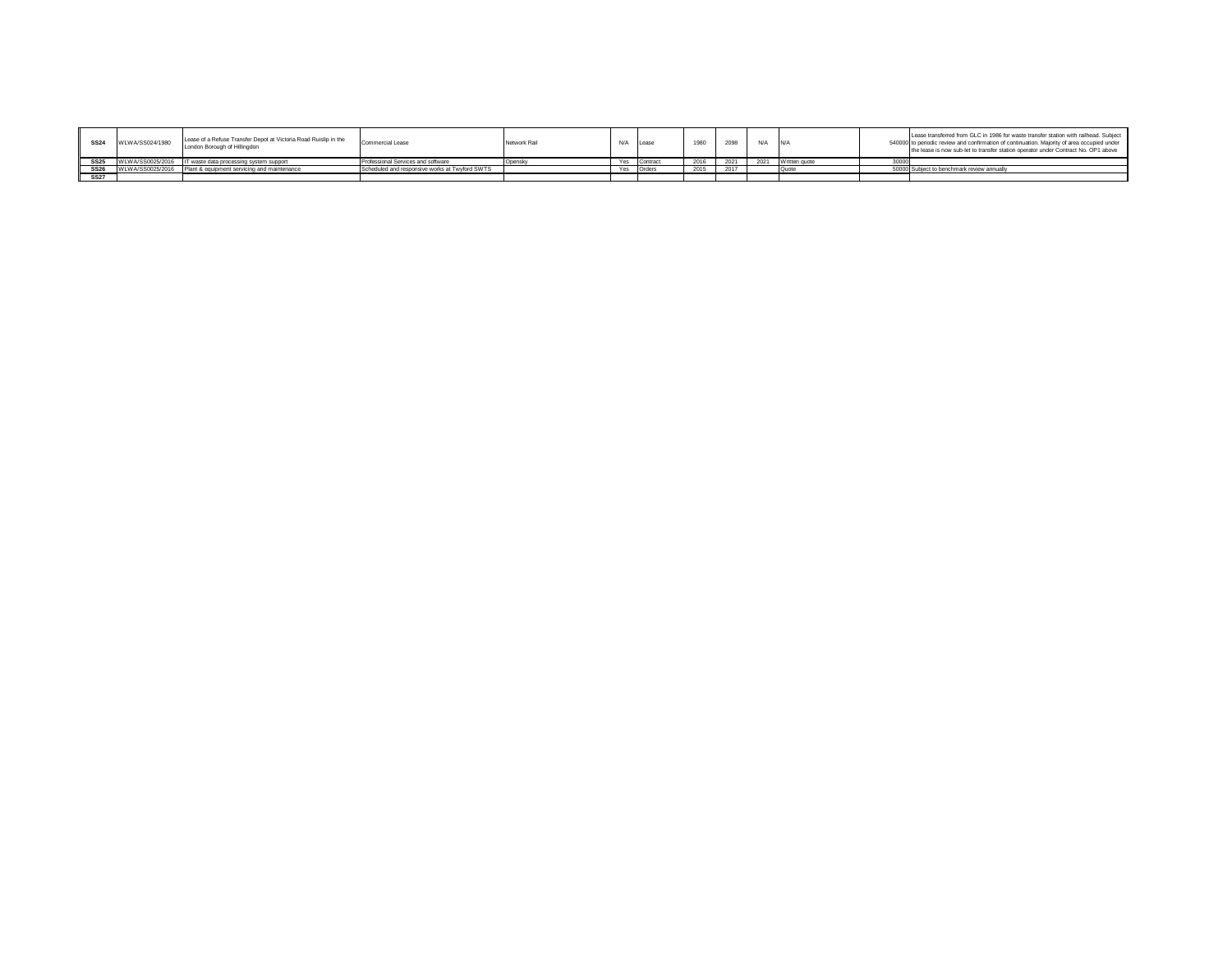| | | | | | | | | | | | | |
|---|---|---|---|---|---|---|---|---|---|---|---|---|
| **SS24** | WLWA/SS024/1980 | Lease of a Refuse Transfer Depot at Victoria Road Ruislip in the London Borough of Hillingdon | Commercial Lease | Network Rail | N/A | Lease | 1980 | 2098 | N/A | N/A | 540000 | Lease transferred from GLC in 1986 for waste transfer station with railhead. Subject to periodic review and confirmation of continuation. Majority of area occupied under the lease is now sub-let to transfer station operator under Contract No. OP1 above |
| **SS25** | WLWA/SS0025/2016 | IT waste data processing system support | Professional Services and software | Opensky | Yes | Contract | 2016 | 2021 | 2021 | Written quote | 30000 | |
| **SS26** | WLWA/SS0025/2016 | Plant & equipment servicing and maintenance | Scheduled and responsive works at Twyford SWTS | | Yes | Orders | 2015 | 2017 | | Quote | 50000 | Subject to benchmark review annually |
| **SS27** | | | | | | | | | | | | |